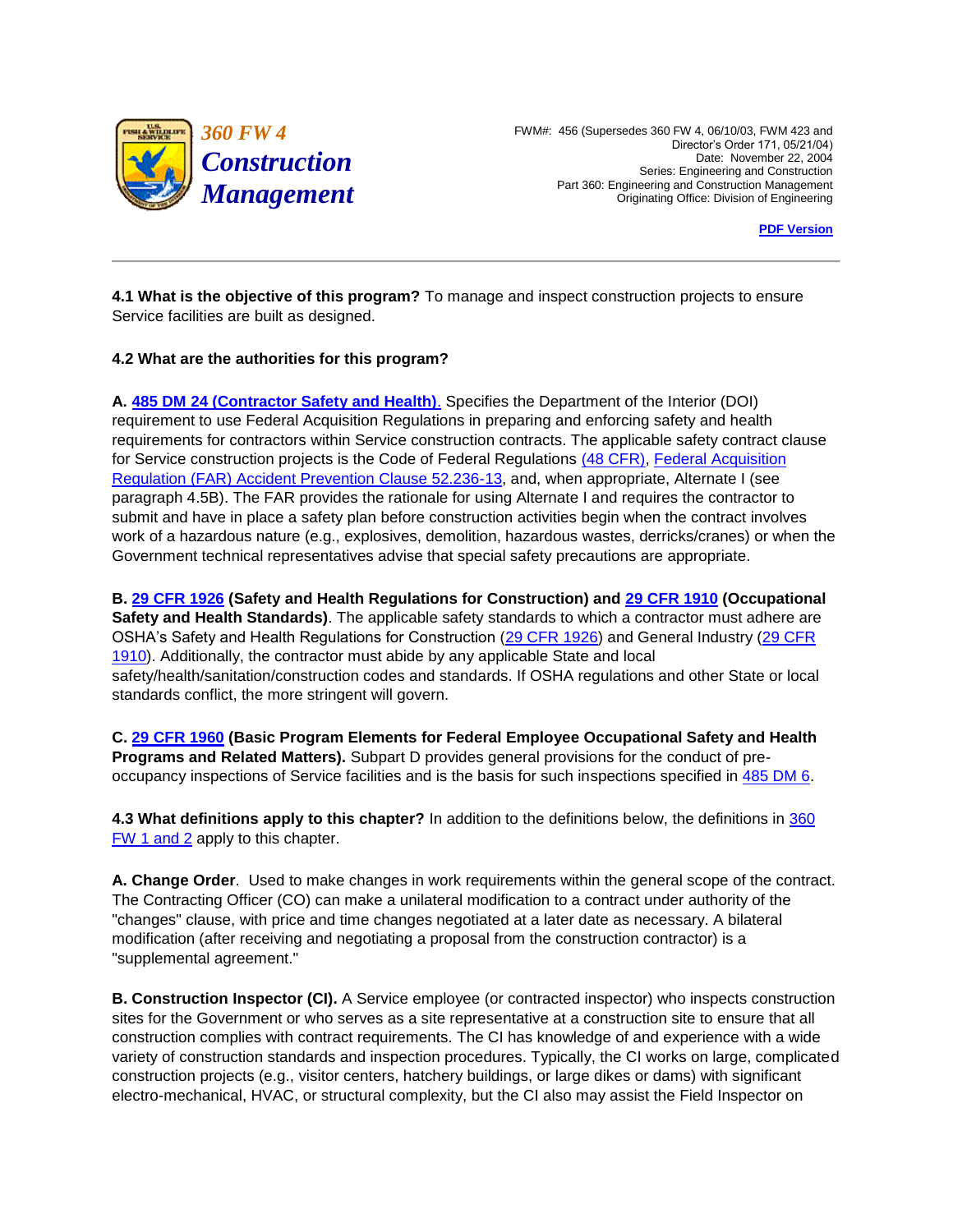# 360 FW 4 Construction Management

FWM#: 456 (Supersedes 360 FW 4, 06/10/03, FWM 423 and Director's Order 171, 05/21/04)
Date: November 22, 2004
Series: Engineering and Construction
Part 360: Engineering and Construction Management
Originating Office: Division of Engineering

PDF Version

---

**4.1 What is the objective of this program?** To manage and inspect construction projects to ensure Service facilities are built as designed.

**4.2 What are the authorities for this program?**

**A. 485 DM 24 (Contractor Safety and Health).** Specifies the Department of the Interior (DOI) requirement to use Federal Acquisition Regulations in preparing and enforcing safety and health requirements for contractors within Service construction contracts. The applicable safety contract clause for Service construction projects is the Code of Federal Regulations (48 CFR), Federal Acquisition Regulation (FAR) Accident Prevention Clause 52.236-13, and, when appropriate, Alternate I (see paragraph 4.5B). The FAR provides the rationale for using Alternate I and requires the contractor to submit and have in place a safety plan before construction activities begin when the contract involves work of a hazardous nature (e.g., explosives, demolition, hazardous wastes, derricks/cranes) or when the Government technical representatives advise that special safety precautions are appropriate.

**B. 29 CFR 1926 (Safety and Health Regulations for Construction) and 29 CFR 1910 (Occupational Safety and Health Standards)**. The applicable safety standards to which a contractor must adhere are OSHA's Safety and Health Regulations for Construction (29 CFR 1926) and General Industry (29 CFR 1910). Additionally, the contractor must abide by any applicable State and local safety/health/sanitation/construction codes and standards. If OSHA regulations and other State or local standards conflict, the more stringent will govern.

**C. 29 CFR 1960 (Basic Program Elements for Federal Employee Occupational Safety and Health Programs and Related Matters).** Subpart D provides general provisions for the conduct of pre-occupancy inspections of Service facilities and is the basis for such inspections specified in 485 DM 6.

**4.3 What definitions apply to this chapter?** In addition to the definitions below, the definitions in 360 FW 1 and 2 apply to this chapter.

**A. Change Order**. Used to make changes in work requirements within the general scope of the contract. The Contracting Officer (CO) can make a unilateral modification to a contract under authority of the "changes" clause, with price and time changes negotiated at a later date as necessary. A bilateral modification (after receiving and negotiating a proposal from the construction contractor) is a "supplemental agreement."

**B. Construction Inspector (CI).** A Service employee (or contracted inspector) who inspects construction sites for the Government or who serves as a site representative at a construction site to ensure that all construction complies with contract requirements. The CI has knowledge of and experience with a wide variety of construction standards and inspection procedures. Typically, the CI works on large, complicated construction projects (e.g., visitor centers, hatchery buildings, or large dikes or dams) with significant electro-mechanical, HVAC, or structural complexity, but the CI also may assist the Field Inspector on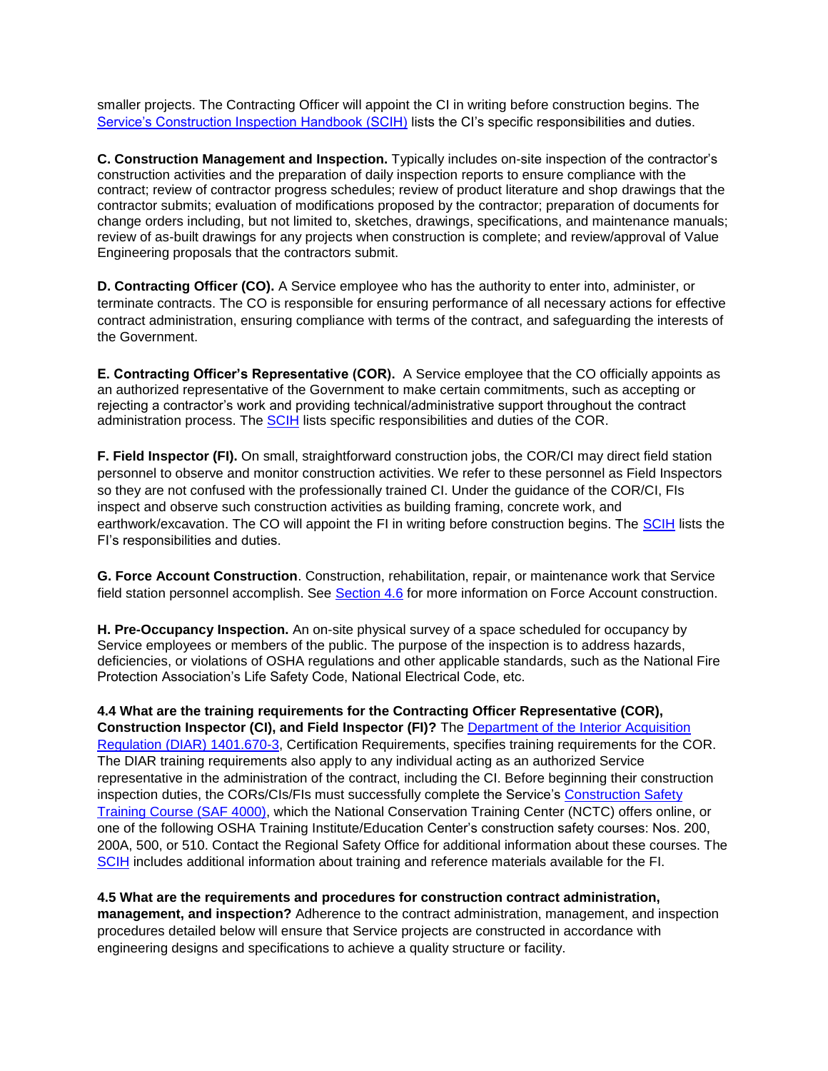smaller projects. The Contracting Officer will appoint the CI in writing before construction begins. The Service's Construction Inspection Handbook (SCIH) lists the CI's specific responsibilities and duties.

**C. Construction Management and Inspection.** Typically includes on-site inspection of the contractor's construction activities and the preparation of daily inspection reports to ensure compliance with the contract; review of contractor progress schedules; review of product literature and shop drawings that the contractor submits; evaluation of modifications proposed by the contractor; preparation of documents for change orders including, but not limited to, sketches, drawings, specifications, and maintenance manuals; review of as-built drawings for any projects when construction is complete; and review/approval of Value Engineering proposals that the contractors submit.

**D. Contracting Officer (CO).** A Service employee who has the authority to enter into, administer, or terminate contracts. The CO is responsible for ensuring performance of all necessary actions for effective contract administration, ensuring compliance with terms of the contract, and safeguarding the interests of the Government.

**E. Contracting Officer's Representative (COR).** A Service employee that the CO officially appoints as an authorized representative of the Government to make certain commitments, such as accepting or rejecting a contractor's work and providing technical/administrative support throughout the contract administration process. The SCIH lists specific responsibilities and duties of the COR.

**F. Field Inspector (FI).** On small, straightforward construction jobs, the COR/CI may direct field station personnel to observe and monitor construction activities. We refer to these personnel as Field Inspectors so they are not confused with the professionally trained CI. Under the guidance of the COR/CI, FIs inspect and observe such construction activities as building framing, concrete work, and earthwork/excavation. The CO will appoint the FI in writing before construction begins. The SCIH lists the FI's responsibilities and duties.

**G. Force Account Construction**. Construction, rehabilitation, repair, or maintenance work that Service field station personnel accomplish. See Section 4.6 for more information on Force Account construction.

**H. Pre-Occupancy Inspection.** An on-site physical survey of a space scheduled for occupancy by Service employees or members of the public. The purpose of the inspection is to address hazards, deficiencies, or violations of OSHA regulations and other applicable standards, such as the National Fire Protection Association's Life Safety Code, National Electrical Code, etc.

**4.4 What are the training requirements for the Contracting Officer Representative (COR), Construction Inspector (CI), and Field Inspector (FI)?** The Department of the Interior Acquisition Regulation (DIAR) 1401.670-3, Certification Requirements, specifies training requirements for the COR. The DIAR training requirements also apply to any individual acting as an authorized Service representative in the administration of the contract, including the CI. Before beginning their construction inspection duties, the CORs/CIs/FIs must successfully complete the Service's Construction Safety Training Course (SAF 4000), which the National Conservation Training Center (NCTC) offers online, or one of the following OSHA Training Institute/Education Center's construction safety courses: Nos. 200, 200A, 500, or 510. Contact the Regional Safety Office for additional information about these courses. The SCIH includes additional information about training and reference materials available for the FI.

**4.5 What are the requirements and procedures for construction contract administration, management, and inspection?** Adherence to the contract administration, management, and inspection procedures detailed below will ensure that Service projects are constructed in accordance with engineering designs and specifications to achieve a quality structure or facility.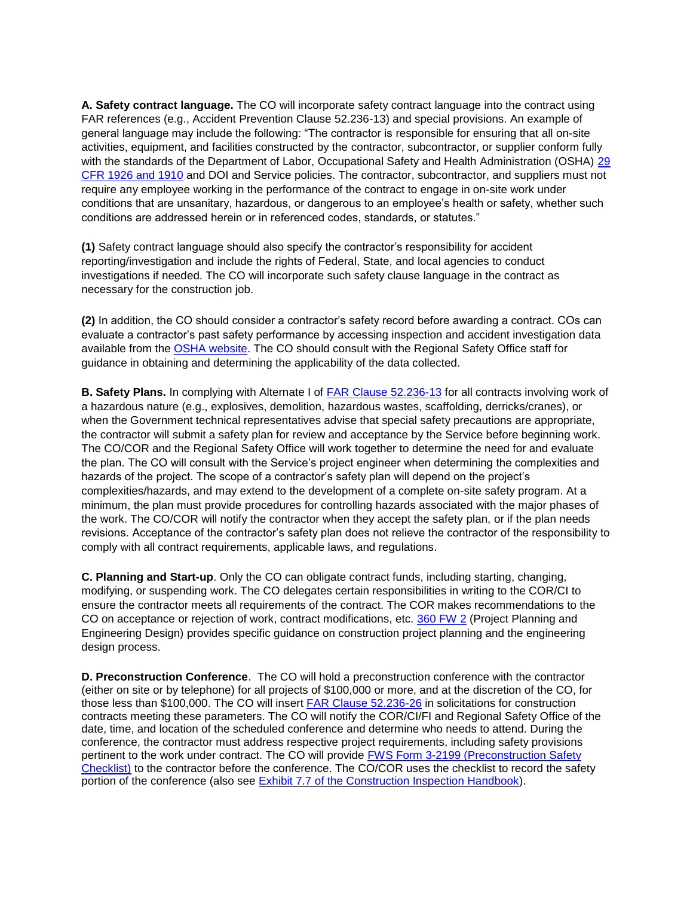**A. Safety contract language.** The CO will incorporate safety contract language into the contract using FAR references (e.g., Accident Prevention Clause 52.236-13) and special provisions. An example of general language may include the following: "The contractor is responsible for ensuring that all on-site activities, equipment, and facilities constructed by the contractor, subcontractor, or supplier conform fully with the standards of the Department of Labor, Occupational Safety and Health Administration (OSHA) 29 CFR 1926 and 1910 and DOI and Service policies. The contractor, subcontractor, and suppliers must not require any employee working in the performance of the contract to engage in on-site work under conditions that are unsanitary, hazardous, or dangerous to an employee's health or safety, whether such conditions are addressed herein or in referenced codes, standards, or statutes."

**(1)** Safety contract language should also specify the contractor's responsibility for accident reporting/investigation and include the rights of Federal, State, and local agencies to conduct investigations if needed. The CO will incorporate such safety clause language in the contract as necessary for the construction job.

**(2)** In addition, the CO should consider a contractor's safety record before awarding a contract. COs can evaluate a contractor's past safety performance by accessing inspection and accident investigation data available from the OSHA website. The CO should consult with the Regional Safety Office staff for guidance in obtaining and determining the applicability of the data collected.

**B. Safety Plans.** In complying with Alternate I of FAR Clause 52.236-13 for all contracts involving work of a hazardous nature (e.g., explosives, demolition, hazardous wastes, scaffolding, derricks/cranes), or when the Government technical representatives advise that special safety precautions are appropriate, the contractor will submit a safety plan for review and acceptance by the Service before beginning work. The CO/COR and the Regional Safety Office will work together to determine the need for and evaluate the plan. The CO will consult with the Service's project engineer when determining the complexities and hazards of the project. The scope of a contractor's safety plan will depend on the project's complexities/hazards, and may extend to the development of a complete on-site safety program. At a minimum, the plan must provide procedures for controlling hazards associated with the major phases of the work. The CO/COR will notify the contractor when they accept the safety plan, or if the plan needs revisions. Acceptance of the contractor's safety plan does not relieve the contractor of the responsibility to comply with all contract requirements, applicable laws, and regulations.

**C. Planning and Start-up**. Only the CO can obligate contract funds, including starting, changing, modifying, or suspending work. The CO delegates certain responsibilities in writing to the COR/CI to ensure the contractor meets all requirements of the contract. The COR makes recommendations to the CO on acceptance or rejection of work, contract modifications, etc. 360 FW 2 (Project Planning and Engineering Design) provides specific guidance on construction project planning and the engineering design process.

**D. Preconstruction Conference**. The CO will hold a preconstruction conference with the contractor (either on site or by telephone) for all projects of $100,000 or more, and at the discretion of the CO, for those less than $100,000. The CO will insert FAR Clause 52.236-26 in solicitations for construction contracts meeting these parameters. The CO will notify the COR/CI/FI and Regional Safety Office of the date, time, and location of the scheduled conference and determine who needs to attend. During the conference, the contractor must address respective project requirements, including safety provisions pertinent to the work under contract. The CO will provide FWS Form 3-2199 (Preconstruction Safety Checklist) to the contractor before the conference. The CO/COR uses the checklist to record the safety portion of the conference (also see Exhibit 7.7 of the Construction Inspection Handbook).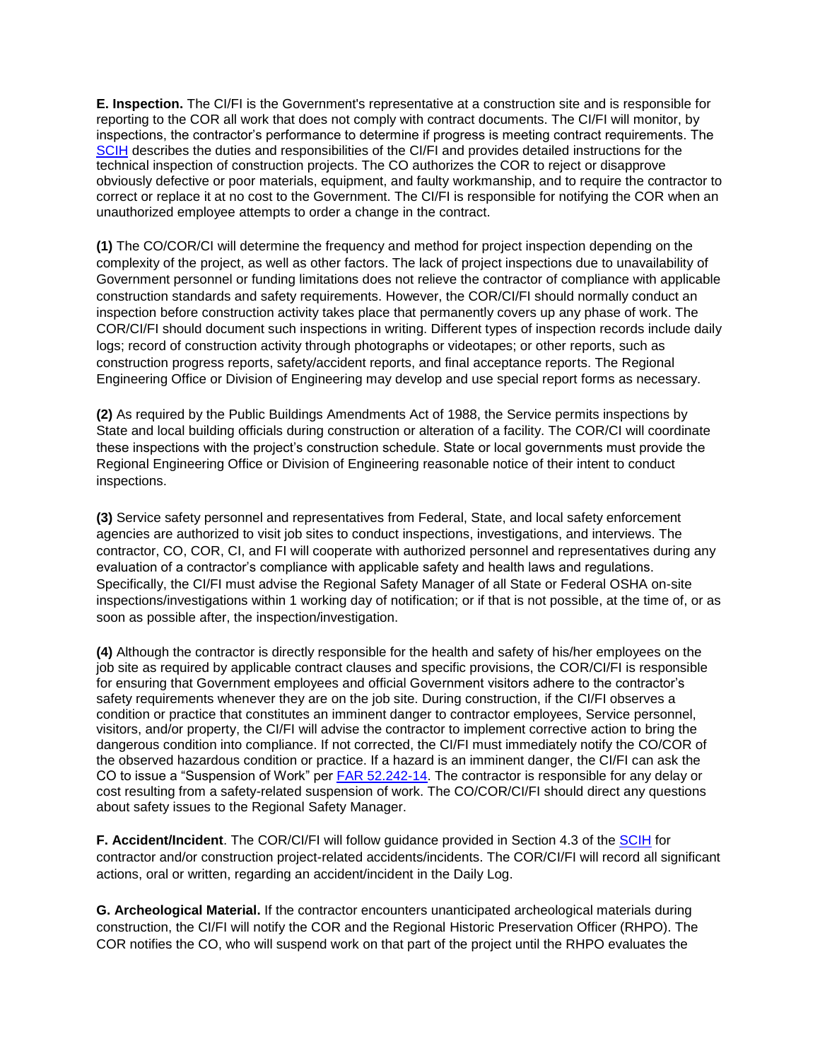**E. Inspection.** The CI/FI is the Government's representative at a construction site and is responsible for reporting to the COR all work that does not comply with contract documents. The CI/FI will monitor, by inspections, the contractor's performance to determine if progress is meeting contract requirements. The SCIH describes the duties and responsibilities of the CI/FI and provides detailed instructions for the technical inspection of construction projects. The CO authorizes the COR to reject or disapprove obviously defective or poor materials, equipment, and faulty workmanship, and to require the contractor to correct or replace it at no cost to the Government. The CI/FI is responsible for notifying the COR when an unauthorized employee attempts to order a change in the contract.

**(1)** The CO/COR/CI will determine the frequency and method for project inspection depending on the complexity of the project, as well as other factors. The lack of project inspections due to unavailability of Government personnel or funding limitations does not relieve the contractor of compliance with applicable construction standards and safety requirements. However, the COR/CI/FI should normally conduct an inspection before construction activity takes place that permanently covers up any phase of work. The COR/CI/FI should document such inspections in writing. Different types of inspection records include daily logs; record of construction activity through photographs or videotapes; or other reports, such as construction progress reports, safety/accident reports, and final acceptance reports. The Regional Engineering Office or Division of Engineering may develop and use special report forms as necessary.

**(2)** As required by the Public Buildings Amendments Act of 1988, the Service permits inspections by State and local building officials during construction or alteration of a facility. The COR/CI will coordinate these inspections with the project's construction schedule. State or local governments must provide the Regional Engineering Office or Division of Engineering reasonable notice of their intent to conduct inspections.

**(3)** Service safety personnel and representatives from Federal, State, and local safety enforcement agencies are authorized to visit job sites to conduct inspections, investigations, and interviews. The contractor, CO, COR, CI, and FI will cooperate with authorized personnel and representatives during any evaluation of a contractor's compliance with applicable safety and health laws and regulations. Specifically, the CI/FI must advise the Regional Safety Manager of all State or Federal OSHA on-site inspections/investigations within 1 working day of notification; or if that is not possible, at the time of, or as soon as possible after, the inspection/investigation.

**(4)** Although the contractor is directly responsible for the health and safety of his/her employees on the job site as required by applicable contract clauses and specific provisions, the COR/CI/FI is responsible for ensuring that Government employees and official Government visitors adhere to the contractor's safety requirements whenever they are on the job site. During construction, if the CI/FI observes a condition or practice that constitutes an imminent danger to contractor employees, Service personnel, visitors, and/or property, the CI/FI will advise the contractor to implement corrective action to bring the dangerous condition into compliance. If not corrected, the CI/FI must immediately notify the CO/COR of the observed hazardous condition or practice. If a hazard is an imminent danger, the CI/FI can ask the CO to issue a "Suspension of Work" per FAR 52.242-14. The contractor is responsible for any delay or cost resulting from a safety-related suspension of work. The CO/COR/CI/FI should direct any questions about safety issues to the Regional Safety Manager.

**F. Accident/Incident**. The COR/CI/FI will follow guidance provided in Section 4.3 of the SCIH for contractor and/or construction project-related accidents/incidents. The COR/CI/FI will record all significant actions, oral or written, regarding an accident/incident in the Daily Log.

**G. Archeological Material.** If the contractor encounters unanticipated archeological materials during construction, the CI/FI will notify the COR and the Regional Historic Preservation Officer (RHPO). The COR notifies the CO, who will suspend work on that part of the project until the RHPO evaluates the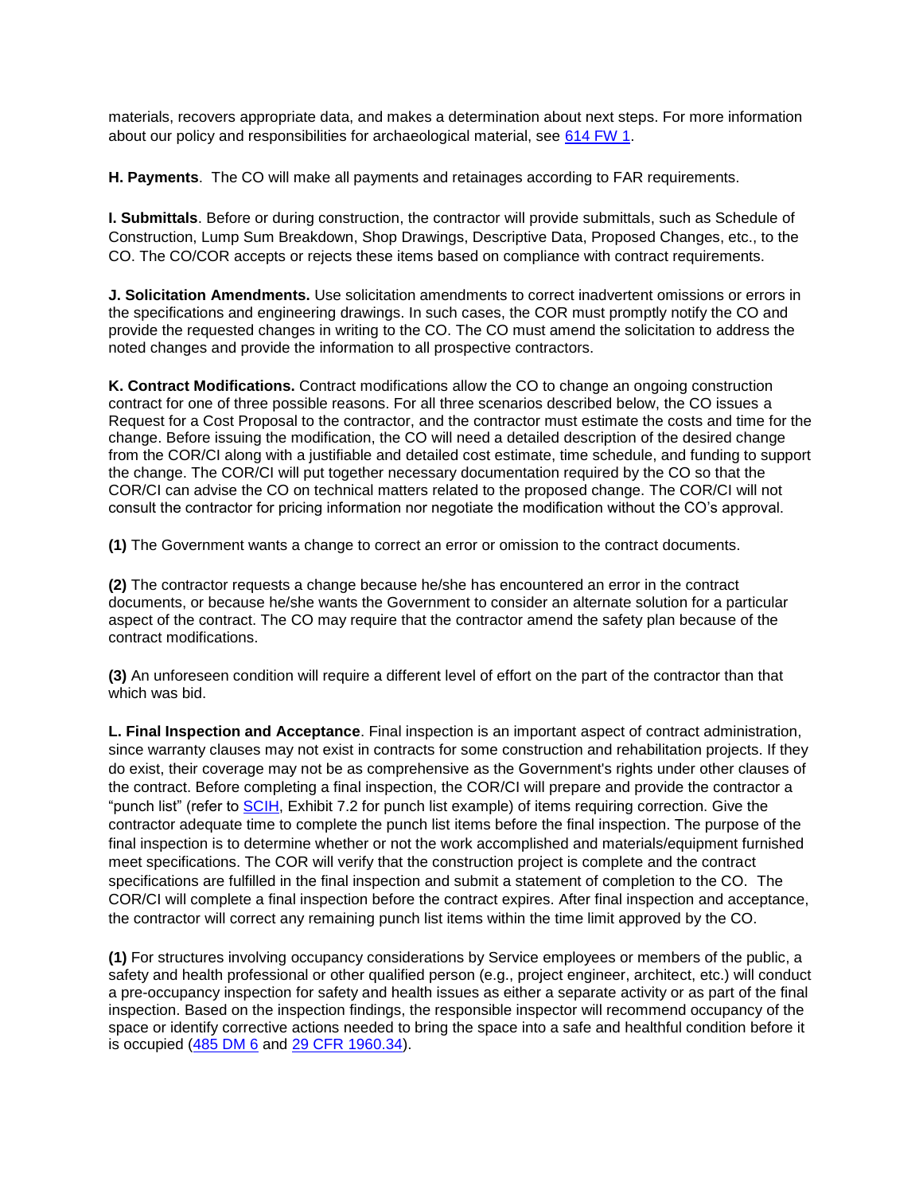materials, recovers appropriate data, and makes a determination about next steps. For more information about our policy and responsibilities for archaeological material, see [614 FW 1](#).

**H. Payments**. The CO will make all payments and retainages according to FAR requirements.

**I. Submittals**. Before or during construction, the contractor will provide submittals, such as Schedule of Construction, Lump Sum Breakdown, Shop Drawings, Descriptive Data, Proposed Changes, etc., to the CO. The CO/COR accepts or rejects these items based on compliance with contract requirements.

**J. Solicitation Amendments.** Use solicitation amendments to correct inadvertent omissions or errors in the specifications and engineering drawings. In such cases, the COR must promptly notify the CO and provide the requested changes in writing to the CO. The CO must amend the solicitation to address the noted changes and provide the information to all prospective contractors.

**K. Contract Modifications.** Contract modifications allow the CO to change an ongoing construction contract for one of three possible reasons. For all three scenarios described below, the CO issues a Request for a Cost Proposal to the contractor, and the contractor must estimate the costs and time for the change. Before issuing the modification, the CO will need a detailed description of the desired change from the COR/CI along with a justifiable and detailed cost estimate, time schedule, and funding to support the change. The COR/CI will put together necessary documentation required by the CO so that the COR/CI can advise the CO on technical matters related to the proposed change. The COR/CI will not consult the contractor for pricing information nor negotiate the modification without the CO's approval.

**(1)** The Government wants a change to correct an error or omission to the contract documents.

**(2)** The contractor requests a change because he/she has encountered an error in the contract documents, or because he/she wants the Government to consider an alternate solution for a particular aspect of the contract. The CO may require that the contractor amend the safety plan because of the contract modifications.

**(3)** An unforeseen condition will require a different level of effort on the part of the contractor than that which was bid.

**L. Final Inspection and Acceptance**. Final inspection is an important aspect of contract administration, since warranty clauses may not exist in contracts for some construction and rehabilitation projects. If they do exist, their coverage may not be as comprehensive as the Government's rights under other clauses of the contract. Before completing a final inspection, the COR/CI will prepare and provide the contractor a "punch list" (refer to [SCIH](#), Exhibit 7.2 for punch list example) of items requiring correction. Give the contractor adequate time to complete the punch list items before the final inspection. The purpose of the final inspection is to determine whether or not the work accomplished and materials/equipment furnished meet specifications. The COR will verify that the construction project is complete and the contract specifications are fulfilled in the final inspection and submit a statement of completion to the CO. The COR/CI will complete a final inspection before the contract expires. After final inspection and acceptance, the contractor will correct any remaining punch list items within the time limit approved by the CO.

**(1)** For structures involving occupancy considerations by Service employees or members of the public, a safety and health professional or other qualified person (e.g., project engineer, architect, etc.) will conduct a pre-occupancy inspection for safety and health issues as either a separate activity or as part of the final inspection. Based on the inspection findings, the responsible inspector will recommend occupancy of the space or identify corrective actions needed to bring the space into a safe and healthful condition before it is occupied ([485 DM 6](#) and [29 CFR 1960.34](#)).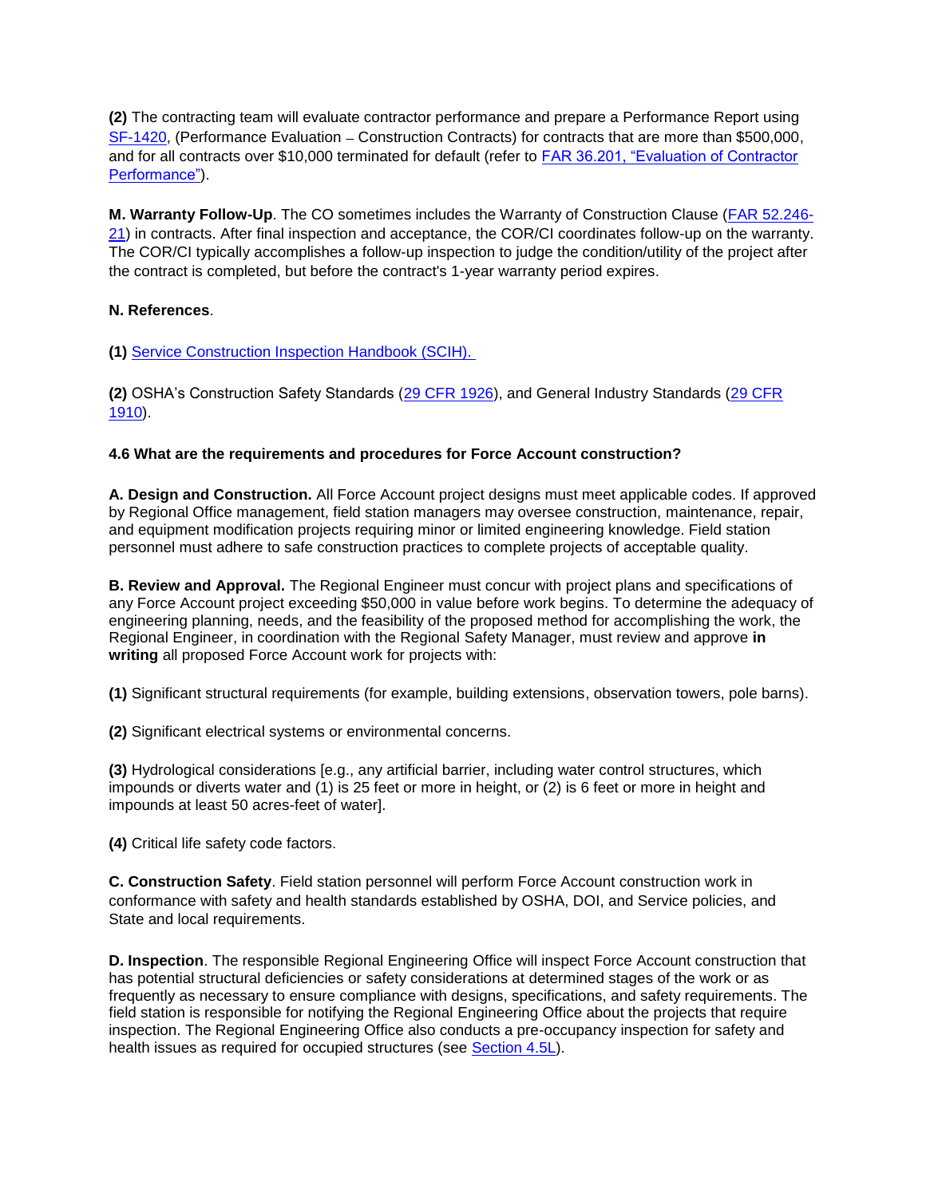**(2)** The contracting team will evaluate contractor performance and prepare a Performance Report using SF-1420, (Performance Evaluation – Construction Contracts) for contracts that are more than $500,000, and for all contracts over $10,000 terminated for default (refer to FAR 36.201, "Evaluation of Contractor Performance").

**M. Warranty Follow-Up**. The CO sometimes includes the Warranty of Construction Clause (FAR 52.246-21) in contracts. After final inspection and acceptance, the COR/CI coordinates follow-up on the warranty. The COR/CI typically accomplishes a follow-up inspection to judge the condition/utility of the project after the contract is completed, but before the contract's 1-year warranty period expires.

**N. References**.

**(1)** Service Construction Inspection Handbook (SCIH).

**(2)** OSHA's Construction Safety Standards (29 CFR 1926), and General Industry Standards (29 CFR 1910).

**4.6 What are the requirements and procedures for Force Account construction?**

**A. Design and Construction.** All Force Account project designs must meet applicable codes. If approved by Regional Office management, field station managers may oversee construction, maintenance, repair, and equipment modification projects requiring minor or limited engineering knowledge. Field station personnel must adhere to safe construction practices to complete projects of acceptable quality.

**B. Review and Approval.** The Regional Engineer must concur with project plans and specifications of any Force Account project exceeding $50,000 in value before work begins. To determine the adequacy of engineering planning, needs, and the feasibility of the proposed method for accomplishing the work, the Regional Engineer, in coordination with the Regional Safety Manager, must review and approve **in writing** all proposed Force Account work for projects with:

**(1)** Significant structural requirements (for example, building extensions, observation towers, pole barns).

**(2)** Significant electrical systems or environmental concerns.

**(3)** Hydrological considerations [e.g., any artificial barrier, including water control structures, which impounds or diverts water and (1) is 25 feet or more in height, or (2) is 6 feet or more in height and impounds at least 50 acres-feet of water].

**(4)** Critical life safety code factors.

**C. Construction Safety**. Field station personnel will perform Force Account construction work in conformance with safety and health standards established by OSHA, DOI, and Service policies, and State and local requirements.

**D. Inspection**. The responsible Regional Engineering Office will inspect Force Account construction that has potential structural deficiencies or safety considerations at determined stages of the work or as frequently as necessary to ensure compliance with designs, specifications, and safety requirements. The field station is responsible for notifying the Regional Engineering Office about the projects that require inspection. The Regional Engineering Office also conducts a pre-occupancy inspection for safety and health issues as required for occupied structures (see Section 4.5L).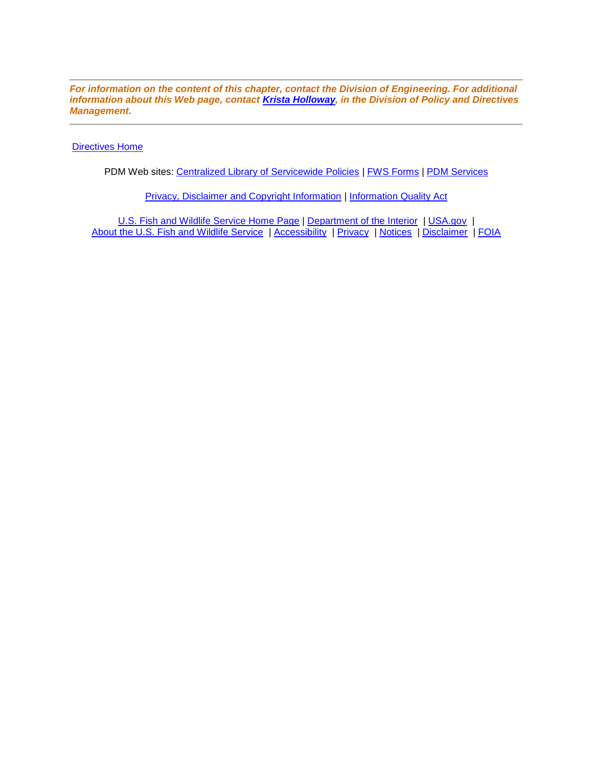---

***For information on the content of this chapter, contact the Division of Engineering. For additional information about this Web page, contact Krista Holloway, in the Division of Policy and Directives Management.***

---

Directives Home

PDM Web sites: Centralized Library of Servicewide Policies | FWS Forms | PDM Services

Privacy, Disclaimer and Copyright Information | Information Quality Act

U.S. Fish and Wildlife Service Home Page | Department of the Interior | USA.gov | About the U.S. Fish and Wildlife Service | Accessibility | Privacy | Notices | Disclaimer | FOIA